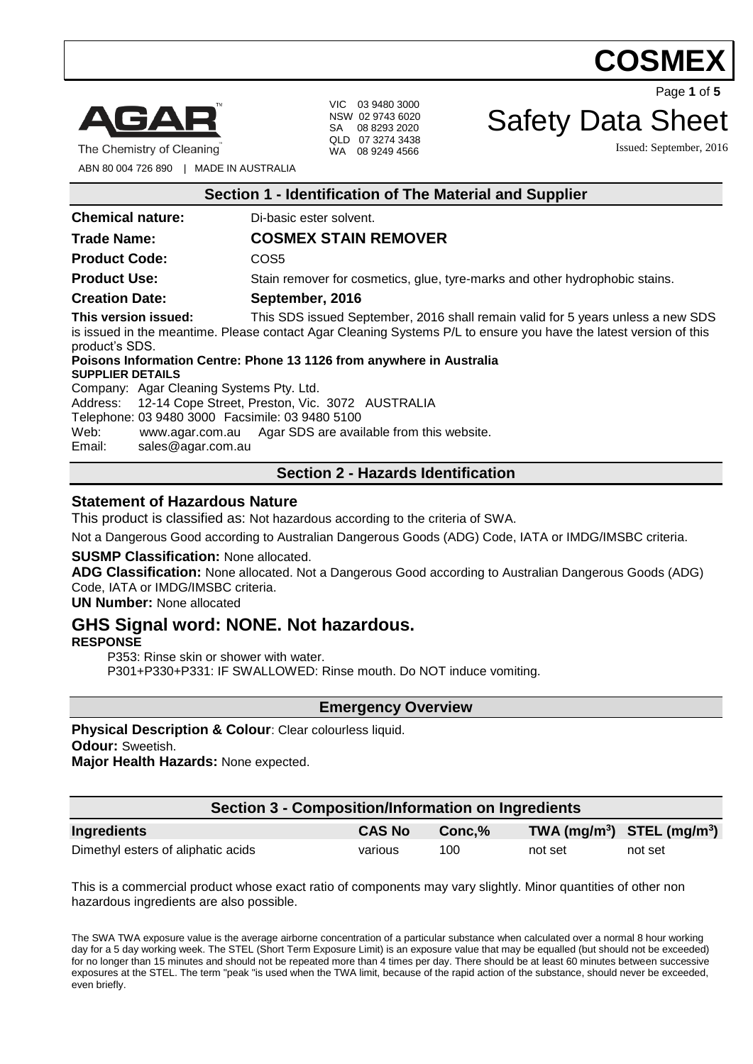# COSMEX

AGAR™
The Chemistry of Cleaning™

ABN 80 004 726 890 | MADE IN AUSTRALIA

VIC 03 9480 3000
NSW 02 9743 6020
SA 08 8293 2020
QLD 07 3274 3438
WA 08 9249 4566

# Safety Data Sheet

Issued: September, 2016

## Section 1 - Identification of The Material and Supplier

**Chemical nature:** Di-basic ester solvent.

**Trade Name:** **COSMEX STAIN REMOVER**

**Product Code:** COS5

**Product Use:** Stain remover for cosmetics, glue, tyre-marks and other hydrophobic stains.

**Creation Date:** **September, 2016**

**This version issued:** This SDS issued September, 2016 shall remain valid for 5 years unless a new SDS is issued in the meantime. Please contact Agar Cleaning Systems P/L to ensure you have the latest version of this product's SDS.

**Poisons Information Centre: Phone 13 1126 from anywhere in Australia**

**SUPPLIER DETAILS**

Company: Agar Cleaning Systems Pty. Ltd.
Address: 12-14 Cope Street, Preston, Vic. 3072 AUSTRALIA
Telephone: 03 9480 3000 Facsimile: 03 9480 5100
Web: www.agar.com.au Agar SDS are available from this website.
Email: sales@agar.com.au

## Section 2 - Hazards Identification

### Statement of Hazardous Nature

This product is classified as: Not hazardous according to the criteria of SWA.

Not a Dangerous Good according to Australian Dangerous Goods (ADG) Code, IATA or IMDG/IMSBC criteria.

**SUSMP Classification:** None allocated.

**ADG Classification:** None allocated. Not a Dangerous Good according to Australian Dangerous Goods (ADG) Code, IATA or IMDG/IMSBC criteria.

**UN Number:** None allocated

## GHS Signal word: NONE. Not hazardous.

**RESPONSE**

P353: Rinse skin or shower with water.
P301+P330+P331: IF SWALLOWED: Rinse mouth. Do NOT induce vomiting.

## Emergency Overview

**Physical Description & Colour**: Clear colourless liquid.
**Odour:** Sweetish.
**Major Health Hazards:** None expected.

## Section 3 - Composition/Information on Ingredients

| Ingredients | CAS No | Conc,% | TWA ($mg/m^3$) | STEL ($mg/m^3$) |
|---|---|---|---|---|
| Dimethyl esters of aliphatic acids | various | 100 | not set | not set |

This is a commercial product whose exact ratio of components may vary slightly. Minor quantities of other non hazardous ingredients are also possible.

The SWA TWA exposure value is the average airborne concentration of a particular substance when calculated over a normal 8 hour working day for a 5 day working week. The STEL (Short Term Exposure Limit) is an exposure value that may be equalled (but should not be exceeded) for no longer than 15 minutes and should not be repeated more than 4 times per day. There should be at least 60 minutes between successive exposures at the STEL. The term "peak "is used when the TWA limit, because of the rapid action of the substance, should never be exceeded, even briefly.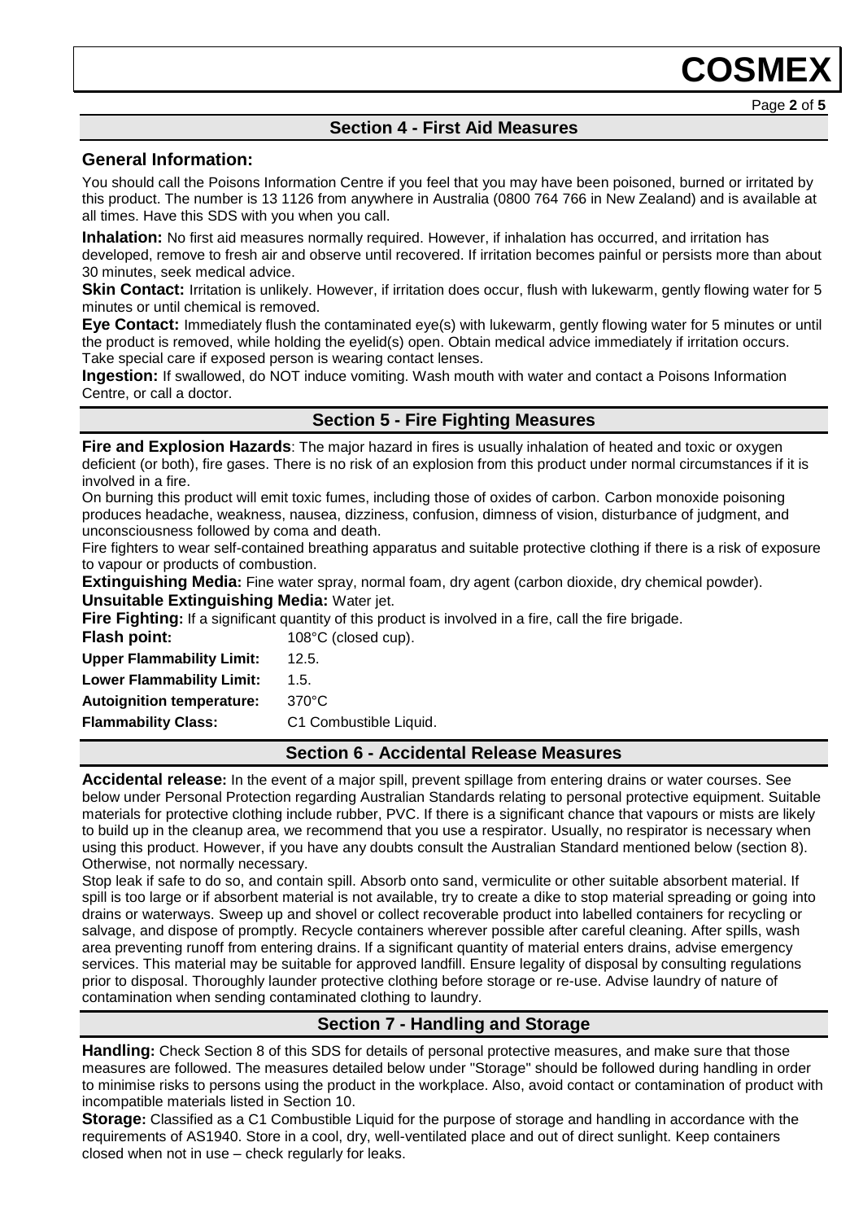## Section 4 - First Aid Measures

### General Information:

You should call the Poisons Information Centre if you feel that you may have been poisoned, burned or irritated by this product. The number is 13 1126 from anywhere in Australia (0800 764 766 in New Zealand) and is available at all times. Have this SDS with you when you call.

**Inhalation:** No first aid measures normally required. However, if inhalation has occurred, and irritation has developed, remove to fresh air and observe until recovered. If irritation becomes painful or persists more than about 30 minutes, seek medical advice.

**Skin Contact:** Irritation is unlikely. However, if irritation does occur, flush with lukewarm, gently flowing water for 5 minutes or until chemical is removed.

**Eye Contact:** Immediately flush the contaminated eye(s) with lukewarm, gently flowing water for 5 minutes or until the product is removed, while holding the eyelid(s) open. Obtain medical advice immediately if irritation occurs. Take special care if exposed person is wearing contact lenses.

**Ingestion:** If swallowed, do NOT induce vomiting. Wash mouth with water and contact a Poisons Information Centre, or call a doctor.

## Section 5 - Fire Fighting Measures

**Fire and Explosion Hazards**: The major hazard in fires is usually inhalation of heated and toxic or oxygen deficient (or both), fire gases. There is no risk of an explosion from this product under normal circumstances if it is involved in a fire.

On burning this product will emit toxic fumes, including those of oxides of carbon. Carbon monoxide poisoning produces headache, weakness, nausea, dizziness, confusion, dimness of vision, disturbance of judgment, and unconsciousness followed by coma and death.

Fire fighters to wear self-contained breathing apparatus and suitable protective clothing if there is a risk of exposure to vapour or products of combustion.

**Extinguishing Media:** Fine water spray, normal foam, dry agent (carbon dioxide, dry chemical powder).

**Unsuitable Extinguishing Media:** Water jet.

**Fire Fighting:** If a significant quantity of this product is involved in a fire, call the fire brigade.

| | |
|---|---|
| **Flash point:** | 108°C (closed cup). |
| **Upper Flammability Limit:** | 12.5. |
| **Lower Flammability Limit:** | 1.5. |
| **Autoignition temperature:** | 370°C |
| **Flammability Class:** | C1 Combustible Liquid. |

## Section 6 - Accidental Release Measures

**Accidental release:** In the event of a major spill, prevent spillage from entering drains or water courses. See below under Personal Protection regarding Australian Standards relating to personal protective equipment. Suitable materials for protective clothing include rubber, PVC. If there is a significant chance that vapours or mists are likely to build up in the cleanup area, we recommend that you use a respirator. Usually, no respirator is necessary when using this product. However, if you have any doubts consult the Australian Standard mentioned below (section 8). Otherwise, not normally necessary.

Stop leak if safe to do so, and contain spill. Absorb onto sand, vermiculite or other suitable absorbent material. If spill is too large or if absorbent material is not available, try to create a dike to stop material spreading or going into drains or waterways. Sweep up and shovel or collect recoverable product into labelled containers for recycling or salvage, and dispose of promptly. Recycle containers wherever possible after careful cleaning. After spills, wash area preventing runoff from entering drains. If a significant quantity of material enters drains, advise emergency services. This material may be suitable for approved landfill. Ensure legality of disposal by consulting regulations prior to disposal. Thoroughly launder protective clothing before storage or re-use. Advise laundry of nature of contamination when sending contaminated clothing to laundry.

## Section 7 - Handling and Storage

**Handling:** Check Section 8 of this SDS for details of personal protective measures, and make sure that those measures are followed. The measures detailed below under "Storage" should be followed during handling in order to minimise risks to persons using the product in the workplace. Also, avoid contact or contamination of product with incompatible materials listed in Section 10.

**Storage:** Classified as a C1 Combustible Liquid for the purpose of storage and handling in accordance with the requirements of AS1940. Store in a cool, dry, well-ventilated place and out of direct sunlight. Keep containers closed when not in use – check regularly for leaks.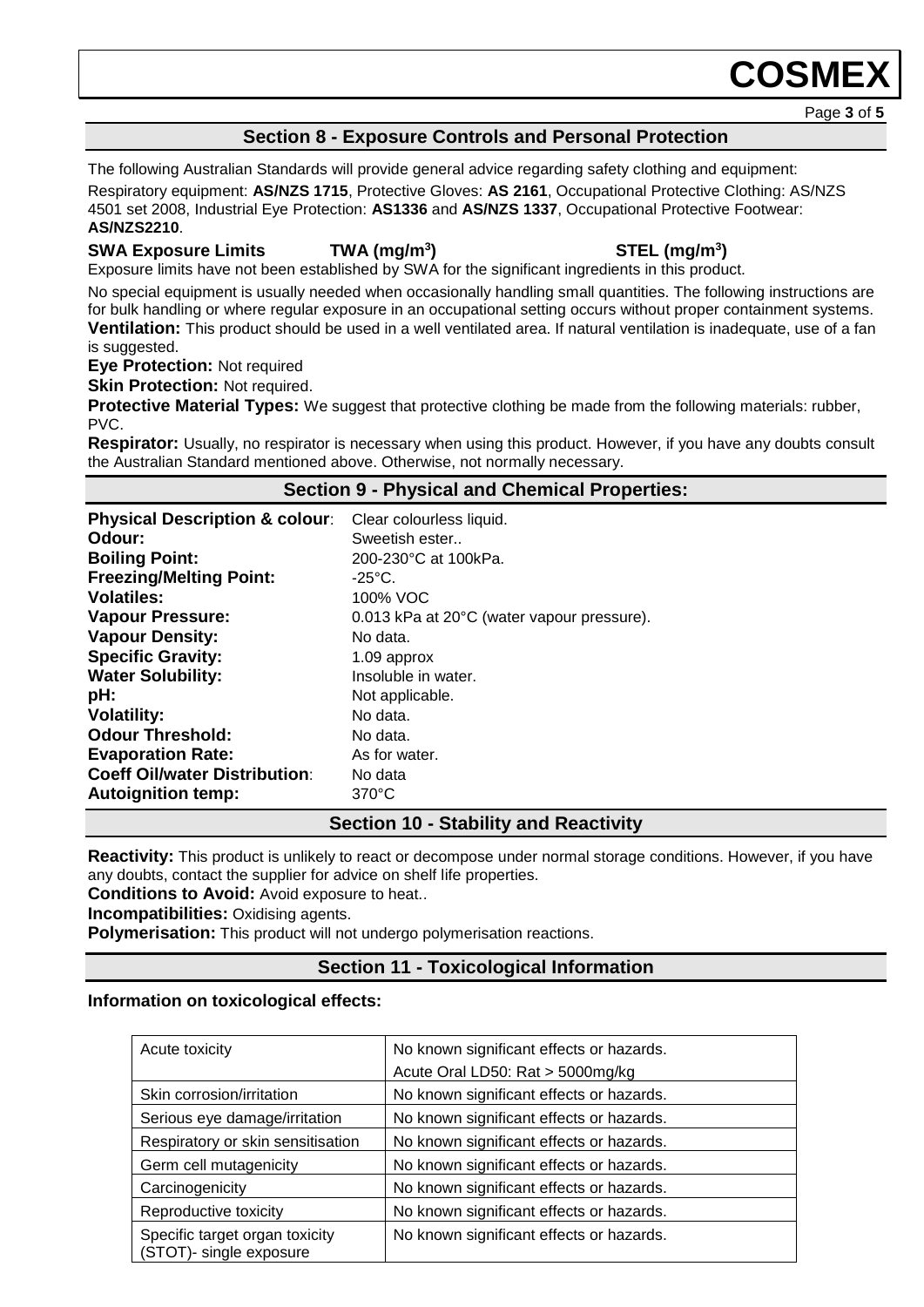## Section 8 - Exposure Controls and Personal Protection

The following Australian Standards will provide general advice regarding safety clothing and equipment:

Respiratory equipment: **AS/NZS 1715**, Protective Gloves: **AS 2161**, Occupational Protective Clothing: AS/NZS 4501 set 2008, Industrial Eye Protection: **AS1336** and **AS/NZS 1337**, Occupational Protective Footwear: **AS/NZS2210**.

**SWA Exposure Limits** **TWA ($mg/m^3$)** **STEL ($mg/m^3$)**

Exposure limits have not been established by SWA for the significant ingredients in this product.

No special equipment is usually needed when occasionally handling small quantities. The following instructions are for bulk handling or where regular exposure in an occupational setting occurs without proper containment systems.

**Ventilation:** This product should be used in a well ventilated area. If natural ventilation is inadequate, use of a fan is suggested.

**Eye Protection:** Not required

**Skin Protection:** Not required.

**Protective Material Types:** We suggest that protective clothing be made from the following materials: rubber, PVC.

**Respirator:** Usually, no respirator is necessary when using this product. However, if you have any doubts consult the Australian Standard mentioned above. Otherwise, not normally necessary.

## Section 9 - Physical and Chemical Properties:

**Physical Description & colour**: Clear colourless liquid.
**Odour:** Sweetish ester..
**Boiling Point:** 200-230°C at 100kPa.
**Freezing/Melting Point:** -25°C.
**Volatiles:** 100% VOC
**Vapour Pressure:** 0.013 kPa at 20°C (water vapour pressure).
**Vapour Density:** No data.
**Specific Gravity:** 1.09 approx
**Water Solubility:** Insoluble in water.
**pH:** Not applicable.
**Volatility:** No data.
**Odour Threshold:** No data.
**Evaporation Rate:** As for water.
**Coeff Oil/water Distribution**: No data
**Autoignition temp:** 370°C

## Section 10 - Stability and Reactivity

**Reactivity:** This product is unlikely to react or decompose under normal storage conditions. However, if you have any doubts, contact the supplier for advice on shelf life properties.

**Conditions to Avoid:** Avoid exposure to heat..

**Incompatibilities:** Oxidising agents.

**Polymerisation:** This product will not undergo polymerisation reactions.

## Section 11 - Toxicological Information

**Information on toxicological effects:**

| | |
|---|---|
| Acute toxicity | No known significant effects or hazards.<br>Acute Oral LD50: Rat > 5000mg/kg |
| Skin corrosion/irritation | No known significant effects or hazards. |
| Serious eye damage/irritation | No known significant effects or hazards. |
| Respiratory or skin sensitisation | No known significant effects or hazards. |
| Germ cell mutagenicity | No known significant effects or hazards. |
| Carcinogenicity | No known significant effects or hazards. |
| Reproductive toxicity | No known significant effects or hazards. |
| Specific target organ toxicity (STOT)- single exposure | No known significant effects or hazards. |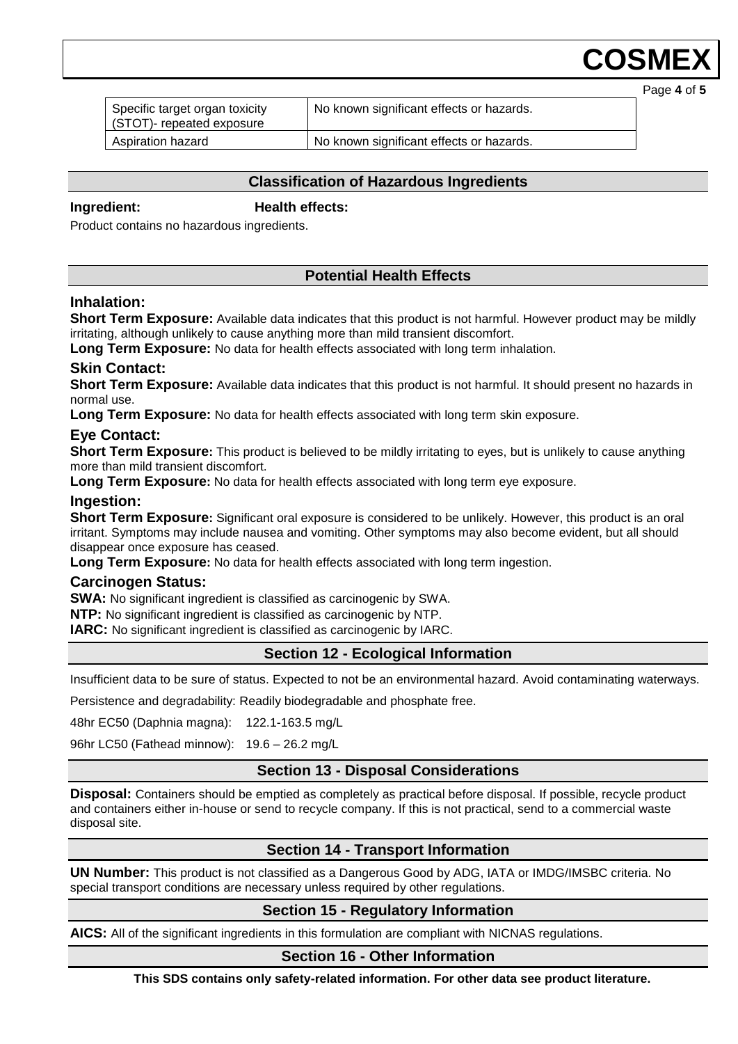| Specific target organ toxicity (STOT)- repeated exposure | No known significant effects or hazards. |
| --- | --- |
| Aspiration hazard | No known significant effects or hazards. |

## Classification of Hazardous Ingredients

**Ingredient:** **Health effects:**

Product contains no hazardous ingredients.

## Potential Health Effects

### Inhalation:

**Short Term Exposure:** Available data indicates that this product is not harmful. However product may be mildly irritating, although unlikely to cause anything more than mild transient discomfort.

**Long Term Exposure:** No data for health effects associated with long term inhalation.

### Skin Contact:

**Short Term Exposure:** Available data indicates that this product is not harmful. It should present no hazards in normal use.

**Long Term Exposure:** No data for health effects associated with long term skin exposure.

### Eye Contact:

**Short Term Exposure:** This product is believed to be mildly irritating to eyes, but is unlikely to cause anything more than mild transient discomfort.

**Long Term Exposure:** No data for health effects associated with long term eye exposure.

### Ingestion:

**Short Term Exposure:** Significant oral exposure is considered to be unlikely. However, this product is an oral irritant. Symptoms may include nausea and vomiting. Other symptoms may also become evident, but all should disappear once exposure has ceased.

**Long Term Exposure:** No data for health effects associated with long term ingestion.

### Carcinogen Status:

**SWA:** No significant ingredient is classified as carcinogenic by SWA.

**NTP:** No significant ingredient is classified as carcinogenic by NTP.

**IARC:** No significant ingredient is classified as carcinogenic by IARC.

## Section 12 - Ecological Information

Insufficient data to be sure of status. Expected to not be an environmental hazard. Avoid contaminating waterways.

Persistence and degradability: Readily biodegradable and phosphate free.

48hr EC50 (Daphnia magna): 122.1-163.5 mg/L

96hr LC50 (Fathead minnow): 19.6 – 26.2 mg/L

## Section 13 - Disposal Considerations

**Disposal:** Containers should be emptied as completely as practical before disposal. If possible, recycle product and containers either in-house or send to recycle company. If this is not practical, send to a commercial waste disposal site.

## Section 14 - Transport Information

**UN Number:** This product is not classified as a Dangerous Good by ADG, IATA or IMDG/IMSBC criteria. No special transport conditions are necessary unless required by other regulations.

## Section 15 - Regulatory Information

**AICS:** All of the significant ingredients in this formulation are compliant with NICNAS regulations.

## Section 16 - Other Information

**This SDS contains only safety-related information. For other data see product literature.**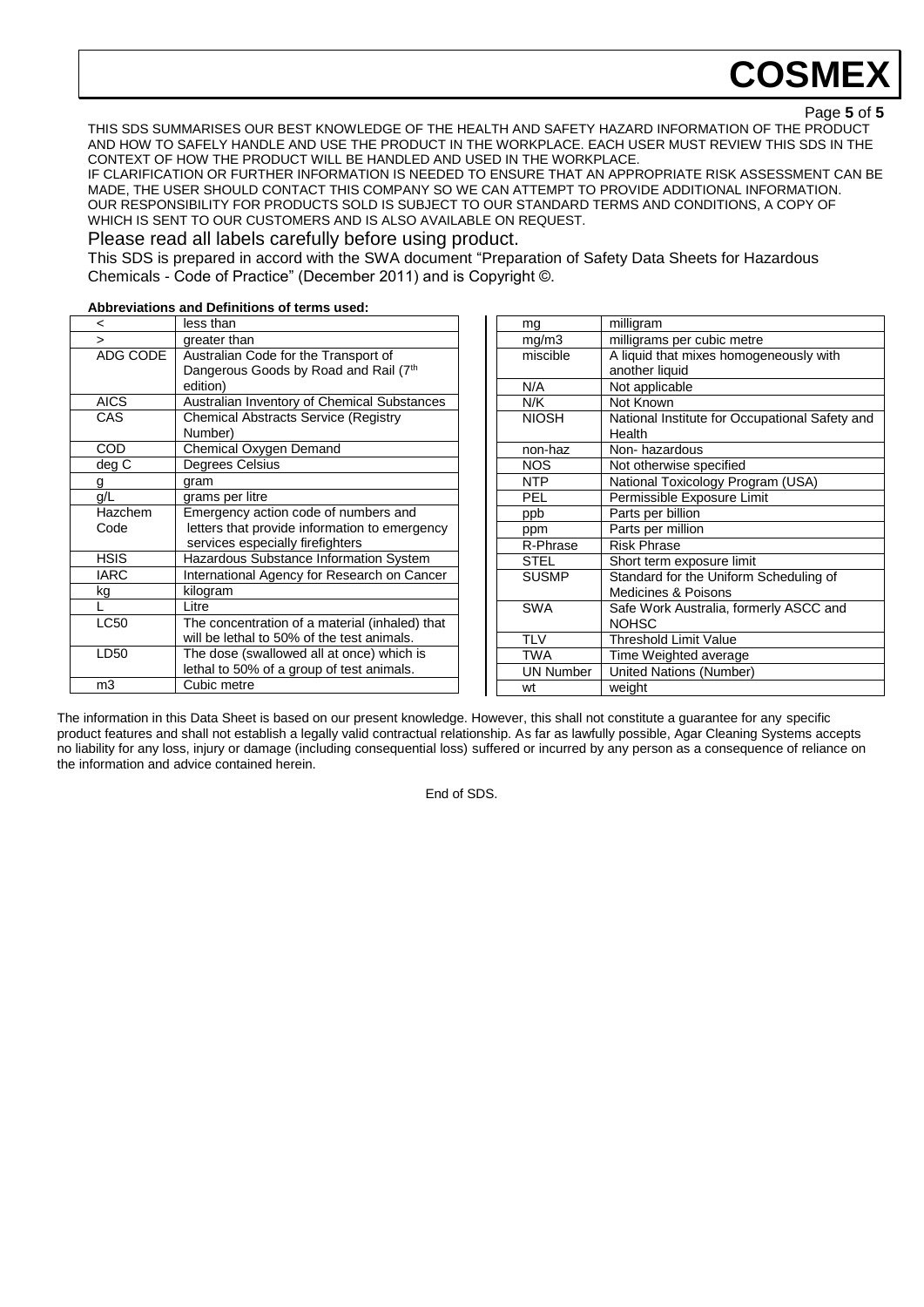THIS SDS SUMMARISES OUR BEST KNOWLEDGE OF THE HEALTH AND SAFETY HAZARD INFORMATION OF THE PRODUCT AND HOW TO SAFELY HANDLE AND USE THE PRODUCT IN THE WORKPLACE. EACH USER MUST REVIEW THIS SDS IN THE CONTEXT OF HOW THE PRODUCT WILL BE HANDLED AND USED IN THE WORKPLACE.

IF CLARIFICATION OR FURTHER INFORMATION IS NEEDED TO ENSURE THAT AN APPROPRIATE RISK ASSESSMENT CAN BE MADE, THE USER SHOULD CONTACT THIS COMPANY SO WE CAN ATTEMPT TO PROVIDE ADDITIONAL INFORMATION. OUR RESPONSIBILITY FOR PRODUCTS SOLD IS SUBJECT TO OUR STANDARD TERMS AND CONDITIONS, A COPY OF WHICH IS SENT TO OUR CUSTOMERS AND IS ALSO AVAILABLE ON REQUEST.

Please read all labels carefully before using product.

This SDS is prepared in accord with the SWA document "Preparation of Safety Data Sheets for Hazardous Chemicals - Code of Practice" (December 2011) and is Copyright ©.

**Abbreviations and Definitions of terms used:**

| | |
|---|---|
| < | less than |
| > | greater than |
| ADG CODE | Australian Code for the Transport of Dangerous Goods by Road and Rail (7th edition) |
| AICS | Australian Inventory of Chemical Substances |
| CAS | Chemical Abstracts Service (Registry Number) |
| COD | Chemical Oxygen Demand |
| deg C | Degrees Celsius |
| g | gram |
| g/L | grams per litre |
| Hazchem Code | Emergency action code of numbers and letters that provide information to emergency services especially firefighters |
| HSIS | Hazardous Substance Information System |
| IARC | International Agency for Research on Cancer |
| kg | kilogram |
| L | Litre |
| LC50 | The concentration of a material (inhaled) that will be lethal to 50% of the test animals. |
| LD50 | The dose (swallowed all at once) which is lethal to 50% of a group of test animals. |
| m3 | Cubic metre |
| mg | milligram |
| mg/m3 | milligrams per cubic metre |
| miscible | A liquid that mixes homogeneously with another liquid |
| N/A | Not applicable |
| N/K | Not Known |
| NIOSH | National Institute for Occupational Safety and Health |
| non-haz | Non- hazardous |
| NOS | Not otherwise specified |
| NTP | National Toxicology Program (USA) |
| PEL | Permissible Exposure Limit |
| ppb | Parts per billion |
| ppm | Parts per million |
| R-Phrase | Risk Phrase |
| STEL | Short term exposure limit |
| SUSMP | Standard for the Uniform Scheduling of Medicines & Poisons |
| SWA | Safe Work Australia, formerly ASCC and NOHSC |
| TLV | Threshold Limit Value |
| TWA | Time Weighted average |
| UN Number | United Nations (Number) |
| wt | weight |

The information in this Data Sheet is based on our present knowledge. However, this shall not constitute a guarantee for any specific product features and shall not establish a legally valid contractual relationship. As far as lawfully possible, Agar Cleaning Systems accepts no liability for any loss, injury or damage (including consequential loss) suffered or incurred by any person as a consequence of reliance on the information and advice contained herein.

End of SDS.